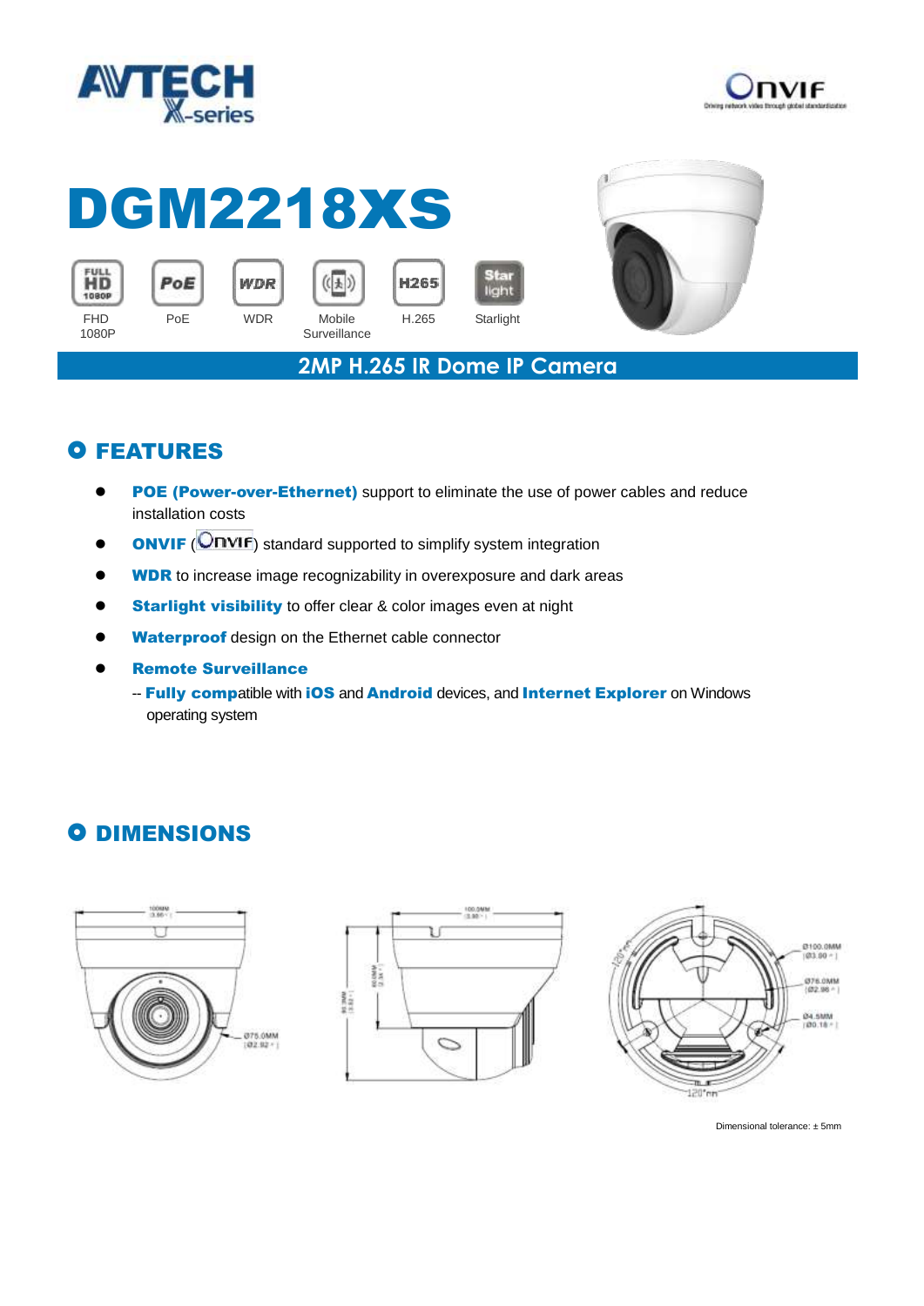# DGM2218XS

FHD 1080P | PoE | WDR | Mobile Surveillance | H.265 | Starlight

## 2MP H.265 IR Dome IP Camera

## FEATURES

- **POE (Power-over-Ethernet)** support to eliminate the use of power cables and reduce installation costs
- **ONVIF** (ONVIF) standard supported to simplify system integration
- **WDR** to increase image recognizability in overexposure and dark areas
- **Starlight visibility** to offer clear & color images even at night
- **Waterproof** design on the Ethernet cable connector
- **Remote Surveillance**
  -- **Fully compa**tible with **iOS** and **Android** devices, and **Internet Explorer** on Windows operating system

## DIMENSIONS

Dimensional tolerance: ± 5mm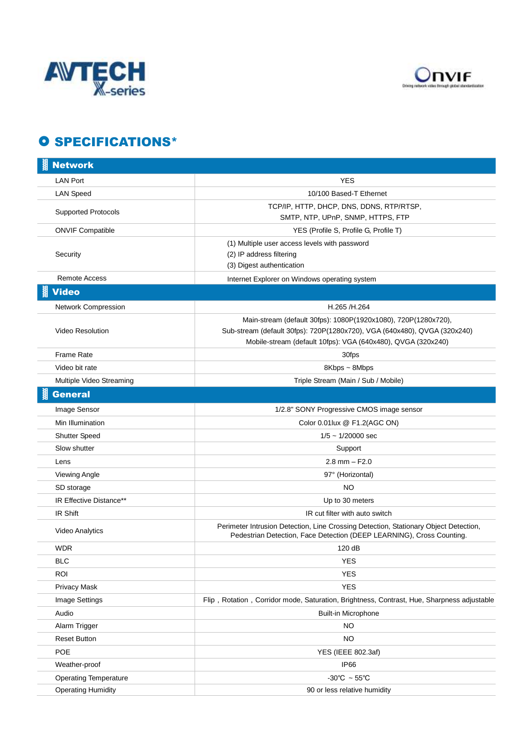# SPECIFICATIONS*

| **Network** | |
|---|---|
| LAN Port | YES |
| LAN Speed | 10/100 Based-T Ethernet |
| Supported Protocols | TCP/IP, HTTP, DHCP, DNS, DDNS, RTP/RTSP, SMTP, NTP, UPnP, SNMP, HTTPS, FTP |
| ONVIF Compatible | YES (Profile S, Profile G, Profile T) |
| Security | (1) Multiple user access levels with password<br>(2) IP address filtering<br>(3) Digest authentication |
| Remote Access | Internet Explorer on Windows operating system |
| **Video** | |
| Network Compression | H.265 /H.264 |
| Video Resolution | Main-stream (default 30fps): 1080P(1920x1080), 720P(1280x720),<br>Sub-stream (default 30fps): 720P(1280x720), VGA (640x480), QVGA (320x240)<br>Mobile-stream (default 10fps): VGA (640x480), QVGA (320x240) |
| Frame Rate | 30fps |
| Video bit rate | 8Kbps ~ 8Mbps |
| Multiple Video Streaming | Triple Stream (Main / Sub / Mobile) |
| **General** | |
| Image Sensor | 1/2.8" SONY Progressive CMOS image sensor |
| Min Illumination | Color 0.01lux @ F1.2(AGC ON) |
| Shutter Speed | 1/5 ~ 1/20000 sec |
| Slow shutter | Support |
| Lens | 2.8 mm – F2.0 |
| Viewing Angle | 97° (Horizontal) |
| SD storage | NO |
| IR Effective Distance** | Up to 30 meters |
| IR Shift | IR cut filter with auto switch |
| Video Analytics | Perimeter Intrusion Detection, Line Crossing Detection, Stationary Object Detection, Pedestrian Detection, Face Detection (DEEP LEARNING), Cross Counting. |
| WDR | 120 dB |
| BLC | YES |
| ROI | YES |
| Privacy Mask | YES |
| Image Settings | Flip，Rotation，Corridor mode, Saturation, Brightness, Contrast, Hue, Sharpness adjustable |
| Audio | Built-in Microphone |
| Alarm Trigger | NO |
| Reset Button | NO |
| POE | YES (IEEE 802.3af) |
| Weather-proof | IP66 |
| Operating Temperature | -30℃ ~ 55℃ |
| Operating Humidity | 90 or less relative humidity |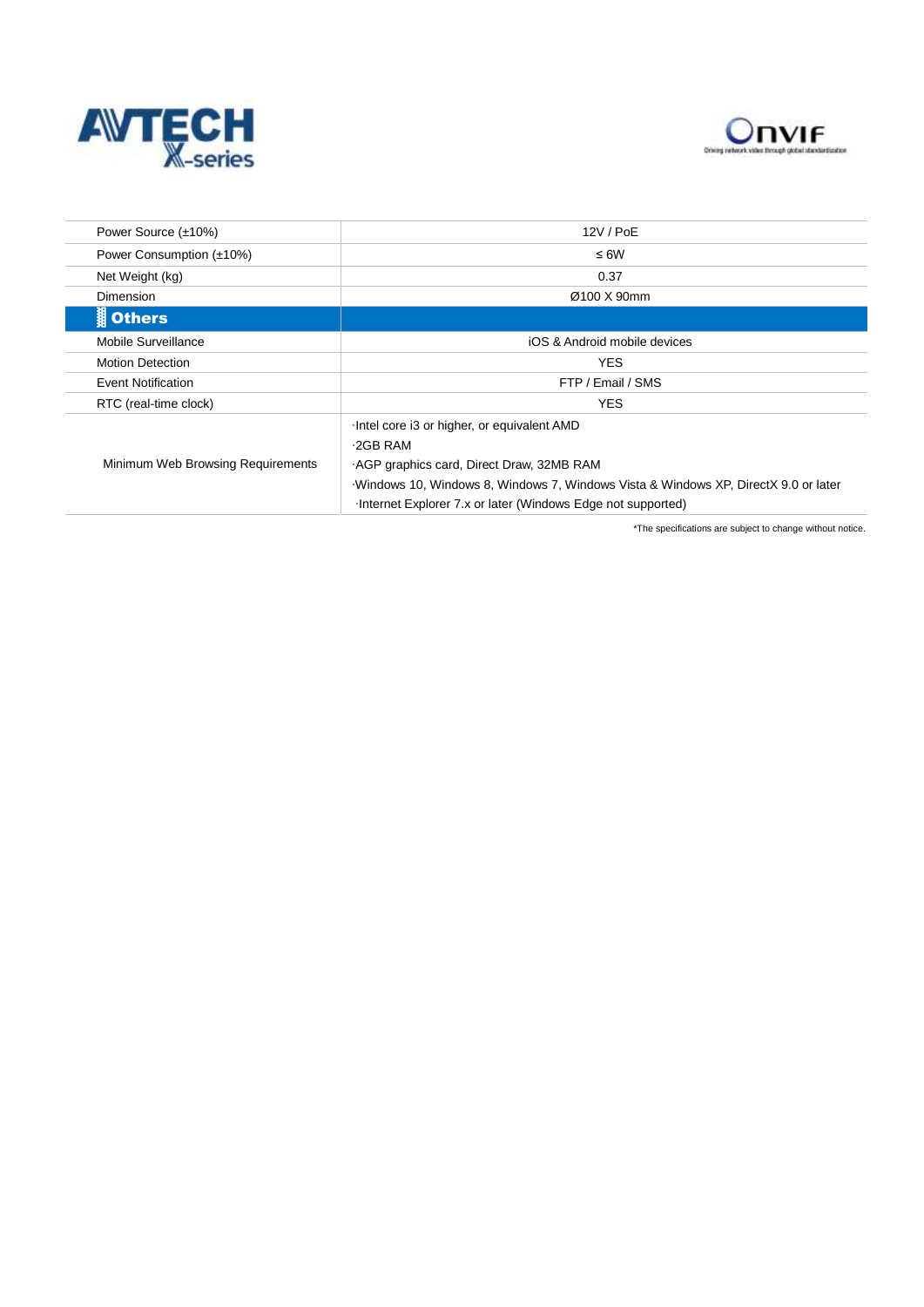| | |
|---|---|
| Power Source (±10%) | 12V / PoE |
| Power Consumption (±10%) | ≤ 6W |
| Net Weight (kg) | 0.37 |
| Dimension | Ø100 X 90mm |
| **Others** | |
| Mobile Surveillance | iOS & Android mobile devices |
| Motion Detection | YES |
| Event Notification | FTP / Email / SMS |
| RTC (real-time clock) | YES |
| Minimum Web Browsing Requirements | ·Intel core i3 or higher, or equivalent AMD<br>·2GB RAM<br>·AGP graphics card, Direct Draw, 32MB RAM<br>·Windows 10, Windows 8, Windows 7, Windows Vista & Windows XP, DirectX 9.0 or later<br>·Internet Explorer 7.x or later (Windows Edge not supported) |

*The specifications are subject to change without notice.